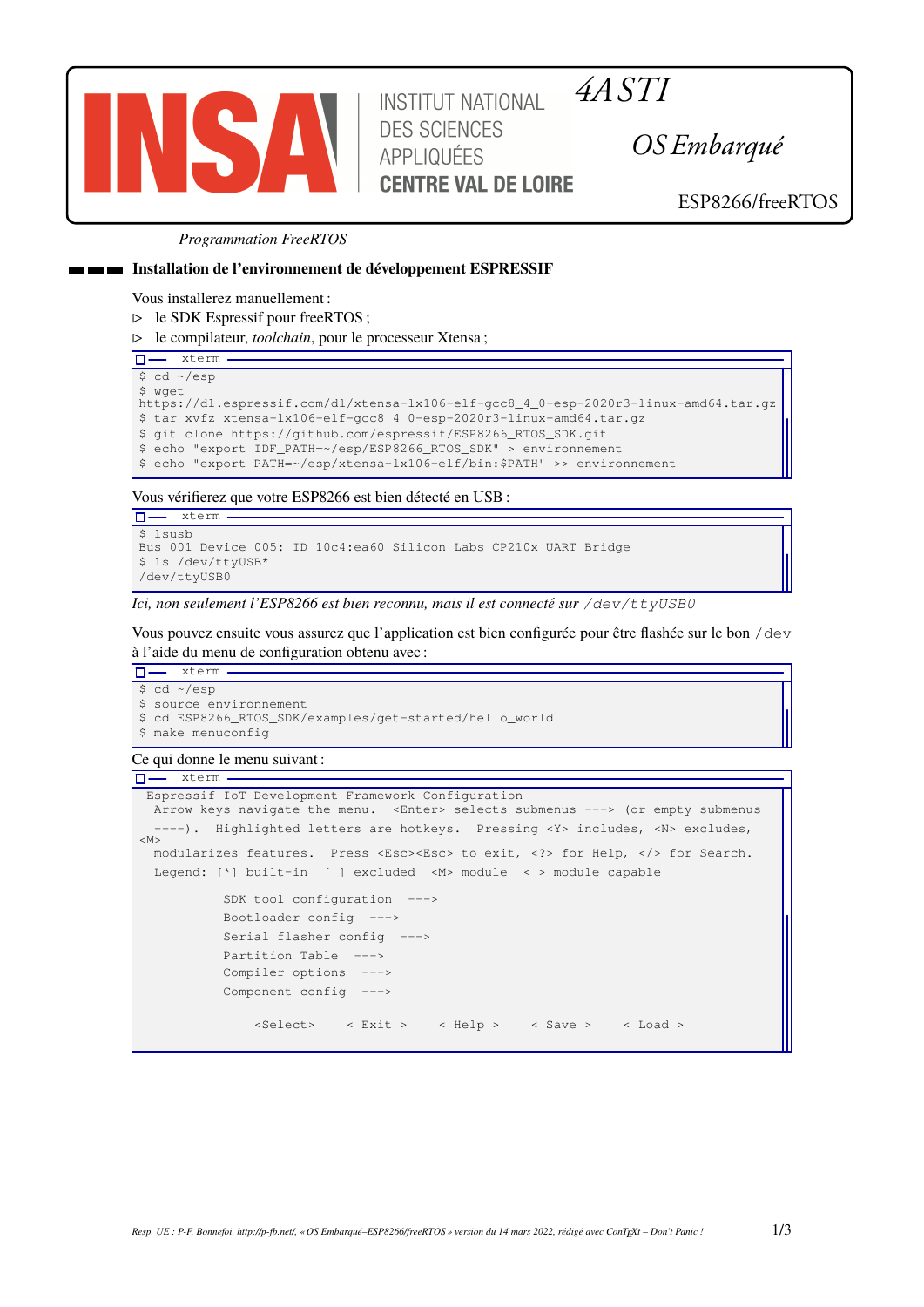INSA — INSTITUT NATIONAL DES SCIENCES APPLIQUÉES CENTRE VAL DE LOIRE

*4A STI*

*OS Embarqué*

ESP8266/freeRTOS

*Programmation FreeRTOS*

## Installation de l'environnement de développement ESPRESSIF

Vous installerez manuellement :

- ▷ le SDK Espressif pour freeRTOS ;
- ▷ le compilateur, *toolchain*, pour le processeur Xtensa ;

```
xterm
$ cd ~/esp
$ wget
https://dl.espressif.com/dl/xtensa-lx106-elf-gcc8_4_0-esp-2020r3-linux-amd64.tar.gz
$ tar xvfz xtensa-lx106-elf-gcc8_4_0-esp-2020r3-linux-amd64.tar.gz
$ git clone https://github.com/espressif/ESP8266_RTOS_SDK.git
$ echo "export IDF_PATH=~/esp/ESP8266_RTOS_SDK" > environnement
$ echo "export PATH=~/esp/xtensa-lx106-elf/bin:$PATH" >> environnement
```

Vous vérifierez que votre ESP8266 est bien détecté en USB :

```
xterm
$ lsusb
Bus 001 Device 005: ID 10c4:ea60 Silicon Labs CP210x UART Bridge
$ ls /dev/ttyUSB*
/dev/ttyUSB0
```

*Ici, non seulement l'ESP8266 est bien reconnu, mais il est connecté sur* `/dev/ttyUSB0`

Vous pouvez ensuite vous assurez que l'application est bien configurée pour être flashée sur le bon `/dev` à l'aide du menu de configuration obtenu avec :

```
xterm
$ cd ~/esp
$ source environnement
$ cd ESP8266_RTOS_SDK/examples/get-started/hello_world
$ make menuconfig
```

Ce qui donne le menu suivant :

```
xterm
 Espressif IoT Development Framework Configuration
  Arrow keys navigate the menu.  <Enter> selects submenus ---> (or empty submenus
  ----).  Highlighted letters are hotkeys.  Pressing <Y> includes, <N> excludes,
<M>
  modularizes features.  Press <Esc><Esc> to exit, <?> for Help, </> for Search.
  Legend: [*] built-in  [ ] excluded  <M> module  < > module capable

          SDK tool configuration  --->
          Bootloader config  --->
          Serial flasher config  --->
          Partition Table  --->
          Compiler options  --->
          Component config  --->

              <Select>    < Exit >    < Help >    < Save >    < Load >
```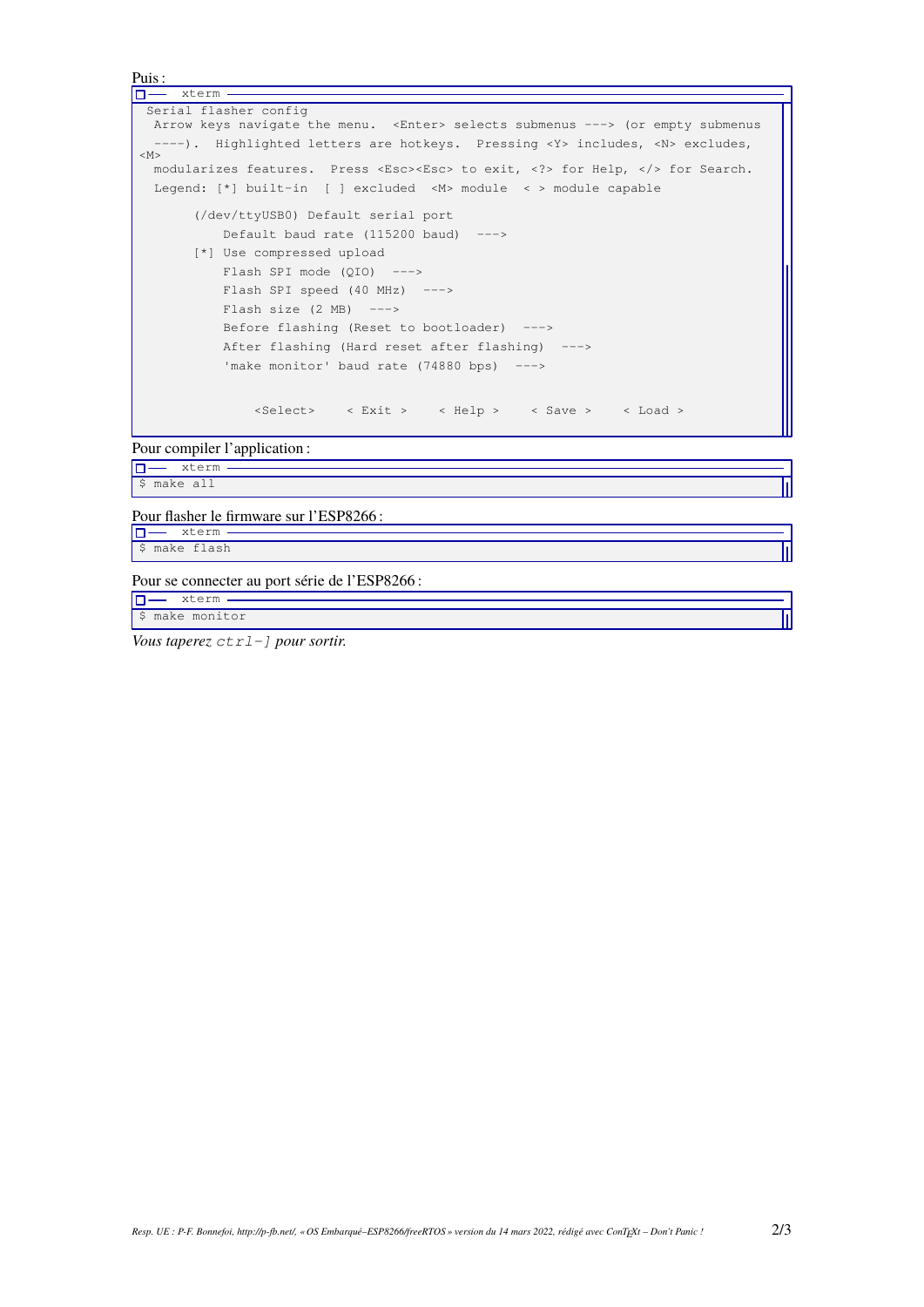Puis :

```
Serial flasher config
 Arrow keys navigate the menu.  <Enter> selects submenus ---> (or empty submenus
 ----).  Highlighted letters are hotkeys.  Pressing <Y> includes, <N> excludes,
<M>
 modularizes features.  Press <Esc><Esc> to exit, <?> for Help, </> for Search.
 Legend: [*] built-in  [ ] excluded  <M> module  < > module capable

      (/dev/ttyUSB0) Default serial port
          Default baud rate (115200 baud)  --->
      [*] Use compressed upload
          Flash SPI mode (QIO)  --->
          Flash SPI speed (40 MHz)  --->
          Flash size (2 MB)  --->
          Before flashing (Reset to bootloader)  --->
          After flashing (Hard reset after flashing)  --->
          'make monitor' baud rate (74880 bps)  --->


             <Select>    < Exit >    < Help >    < Save >    < Load >
```

Pour compiler l'application :

```
$ make all
```

Pour flasher le firmware sur l'ESP8266 :

```
$ make flash
```

Pour se connecter au port série de l'ESP8266 :

```
$ make monitor
```

*Vous taperez `ctrl-]` pour sortir.*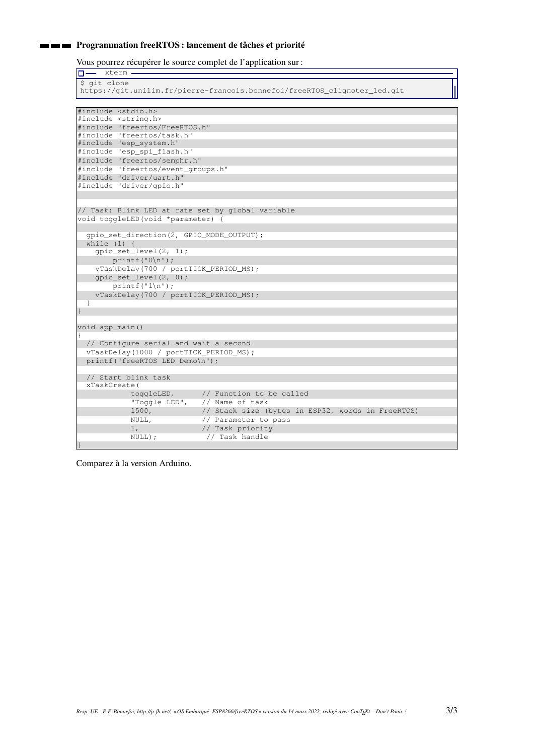### Programmation freeRTOS : lancement de tâches et priorité

Vous pourrez récupérer le source complet de l'application sur :

```
$ git clone
https://git.unilim.fr/pierre-francois.bonnefoi/freeRTOS_clignoter_led.git
```

```c
#include <stdio.h>
#include <string.h>
#include "freertos/FreeRTOS.h"
#include "freertos/task.h"
#include "esp_system.h"
#include "esp_spi_flash.h"
#include "freertos/semphr.h"
#include "freertos/event_groups.h"
#include "driver/uart.h"
#include "driver/gpio.h"


// Task: Blink LED at rate set by global variable
void toggleLED(void *parameter) {

  gpio_set_direction(2, GPIO_MODE_OUTPUT);
  while (1) {
    gpio_set_level(2, 1);
        printf("0\n");
    vTaskDelay(700 / portTICK_PERIOD_MS);
    gpio_set_level(2, 0);
        printf("1\n");
    vTaskDelay(700 / portTICK_PERIOD_MS);
  }
}

void app_main()
{
  // Configure serial and wait a second
  vTaskDelay(1000 / portTICK_PERIOD_MS);
  printf("freeRTOS LED Demo\n");

  // Start blink task
  xTaskCreate(
            toggleLED,      // Function to be called
            "Toggle LED",   // Name of task
            1500,           // Stack size (bytes in ESP32, words in FreeRTOS)
            NULL,           // Parameter to pass
            1,              // Task priority
            NULL);           // Task handle
}
```

Comparez à la version Arduino.